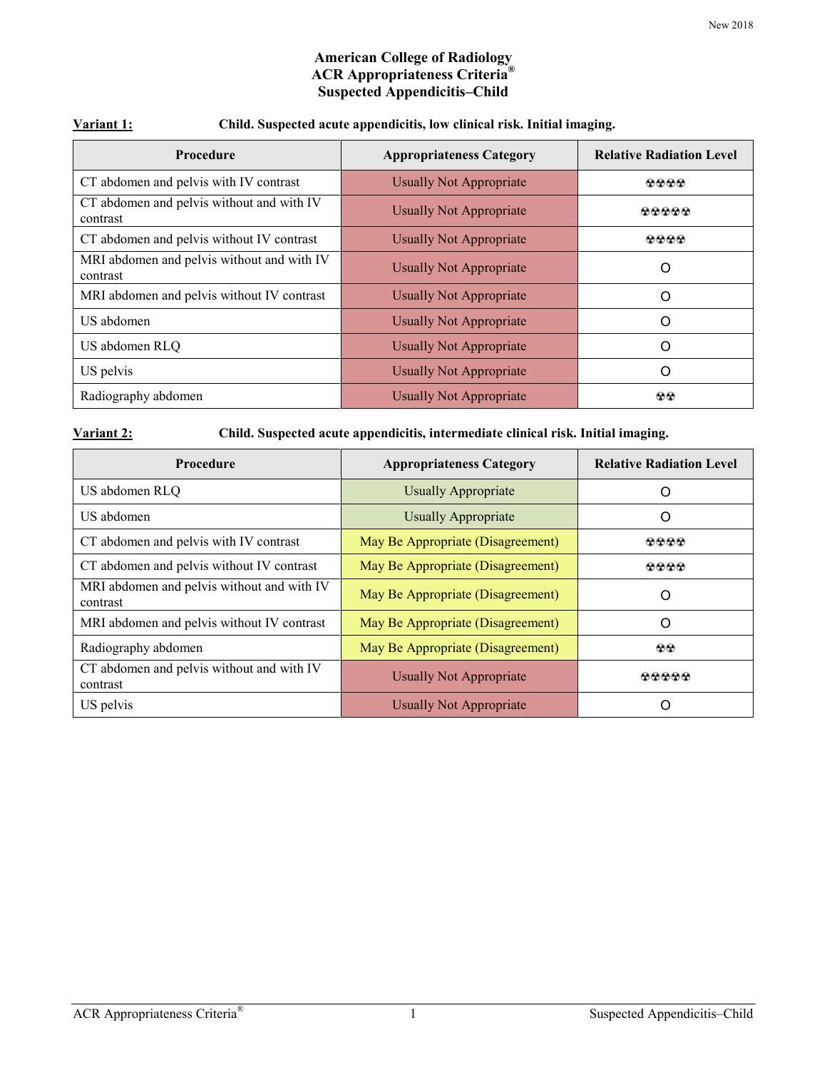New 2018

# American College of Radiology
# ACR Appropriateness Criteria®
# Suspected Appendicitis–Child

**Variant 1:** **Child. Suspected acute appendicitis, low clinical risk. Initial imaging.**

| Procedure | Appropriateness Category | Relative Radiation Level |
|---|---|---|
| CT abdomen and pelvis with IV contrast | Usually Not Appropriate | ☢☢☢☢ |
| CT abdomen and pelvis without and with IV contrast | Usually Not Appropriate | ☢☢☢☢☢ |
| CT abdomen and pelvis without IV contrast | Usually Not Appropriate | ☢☢☢☢ |
| MRI abdomen and pelvis without and with IV contrast | Usually Not Appropriate | O |
| MRI abdomen and pelvis without IV contrast | Usually Not Appropriate | O |
| US abdomen | Usually Not Appropriate | O |
| US abdomen RLQ | Usually Not Appropriate | O |
| US pelvis | Usually Not Appropriate | O |
| Radiography abdomen | Usually Not Appropriate | ☢☢ |

**Variant 2:** **Child. Suspected acute appendicitis, intermediate clinical risk. Initial imaging.**

| Procedure | Appropriateness Category | Relative Radiation Level |
|---|---|---|
| US abdomen RLQ | Usually Appropriate | O |
| US abdomen | Usually Appropriate | O |
| CT abdomen and pelvis with IV contrast | May Be Appropriate (Disagreement) | ☢☢☢☢ |
| CT abdomen and pelvis without IV contrast | May Be Appropriate (Disagreement) | ☢☢☢☢ |
| MRI abdomen and pelvis without and with IV contrast | May Be Appropriate (Disagreement) | O |
| MRI abdomen and pelvis without IV contrast | May Be Appropriate (Disagreement) | O |
| Radiography abdomen | May Be Appropriate (Disagreement) | ☢☢ |
| CT abdomen and pelvis without and with IV contrast | Usually Not Appropriate | ☢☢☢☢☢ |
| US pelvis | Usually Not Appropriate | O |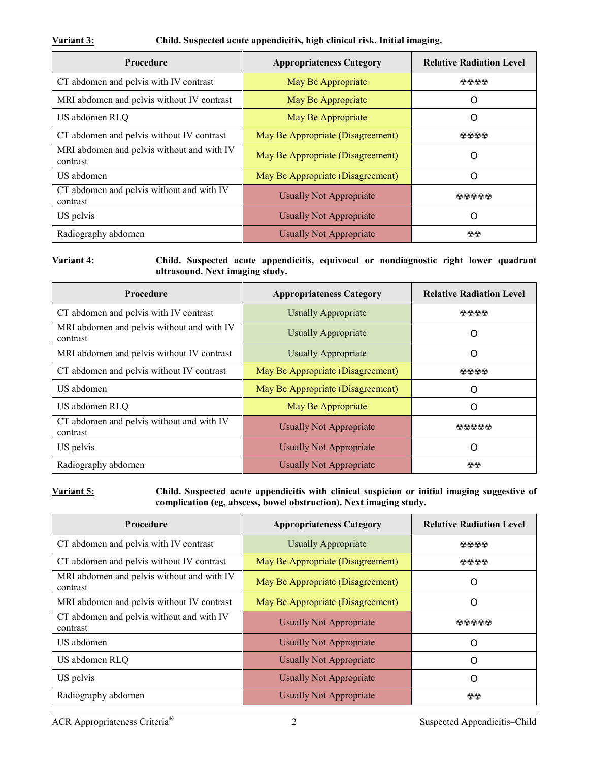**Variant 3:** **Child. Suspected acute appendicitis, high clinical risk. Initial imaging.**

| Procedure | Appropriateness Category | Relative Radiation Level |
| --- | --- | --- |
| CT abdomen and pelvis with IV contrast | May Be Appropriate | ☢☢☢☢ |
| MRI abdomen and pelvis without IV contrast | May Be Appropriate | O |
| US abdomen RLQ | May Be Appropriate | O |
| CT abdomen and pelvis without IV contrast | May Be Appropriate (Disagreement) | ☢☢☢☢ |
| MRI abdomen and pelvis without and with IV contrast | May Be Appropriate (Disagreement) | O |
| US abdomen | May Be Appropriate (Disagreement) | O |
| CT abdomen and pelvis without and with IV contrast | Usually Not Appropriate | ☢☢☢☢☢ |
| US pelvis | Usually Not Appropriate | O |
| Radiography abdomen | Usually Not Appropriate | ☢☢ |

**Variant 4:** **Child. Suspected acute appendicitis, equivocal or nondiagnostic right lower quadrant ultrasound. Next imaging study.**

| Procedure | Appropriateness Category | Relative Radiation Level |
| --- | --- | --- |
| CT abdomen and pelvis with IV contrast | Usually Appropriate | ☢☢☢☢ |
| MRI abdomen and pelvis without and with IV contrast | Usually Appropriate | O |
| MRI abdomen and pelvis without IV contrast | Usually Appropriate | O |
| CT abdomen and pelvis without IV contrast | May Be Appropriate (Disagreement) | ☢☢☢☢ |
| US abdomen | May Be Appropriate (Disagreement) | O |
| US abdomen RLQ | May Be Appropriate | O |
| CT abdomen and pelvis without and with IV contrast | Usually Not Appropriate | ☢☢☢☢☢ |
| US pelvis | Usually Not Appropriate | O |
| Radiography abdomen | Usually Not Appropriate | ☢☢ |

**Variant 5:** **Child. Suspected acute appendicitis with clinical suspicion or initial imaging suggestive of complication (eg, abscess, bowel obstruction). Next imaging study.**

| Procedure | Appropriateness Category | Relative Radiation Level |
| --- | --- | --- |
| CT abdomen and pelvis with IV contrast | Usually Appropriate | ☢☢☢☢ |
| CT abdomen and pelvis without IV contrast | May Be Appropriate (Disagreement) | ☢☢☢☢ |
| MRI abdomen and pelvis without and with IV contrast | May Be Appropriate (Disagreement) | O |
| MRI abdomen and pelvis without IV contrast | May Be Appropriate (Disagreement) | O |
| CT abdomen and pelvis without and with IV contrast | Usually Not Appropriate | ☢☢☢☢☢ |
| US abdomen | Usually Not Appropriate | O |
| US abdomen RLQ | Usually Not Appropriate | O |
| US pelvis | Usually Not Appropriate | O |
| Radiography abdomen | Usually Not Appropriate | ☢☢ |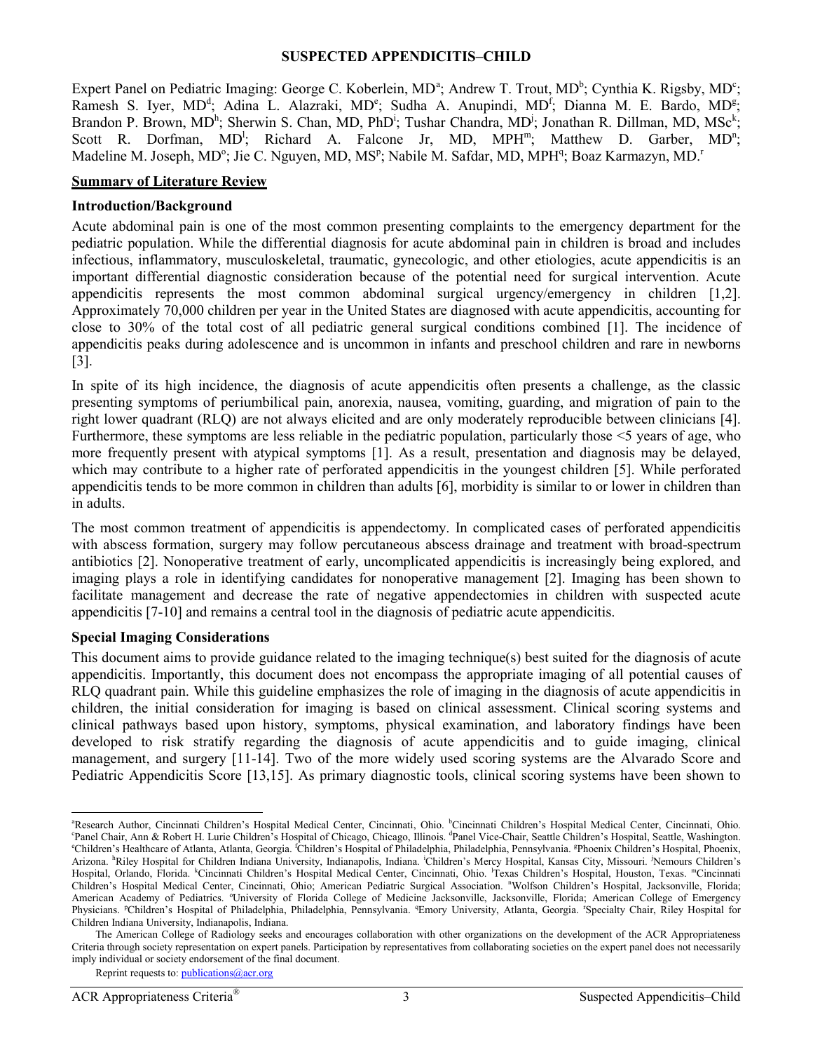# SUSPECTED APPENDICITIS–CHILD

Expert Panel on Pediatric Imaging: George C. Koberlein, MD[a]; Andrew T. Trout, MD[b]; Cynthia K. Rigsby, MD[c]; Ramesh S. Iyer, MD[d]; Adina L. Alazraki, MD[e]; Sudha A. Anupindi, MD[f]; Dianna M. E. Bardo, MD[g]; Brandon P. Brown, MD[h]; Sherwin S. Chan, MD, PhD[i]; Tushar Chandra, MD[j]; Jonathan R. Dillman, MD, MSc[k]; Scott R. Dorfman, MD[l]; Richard A. Falcone Jr, MD, MPH[m]; Matthew D. Garber, MD[n]; Madeline M. Joseph, MD[o]; Jie C. Nguyen, MD, MS[p]; Nabile M. Safdar, MD, MPH[q]; Boaz Karmazyn, MD.[r]

## Summary of Literature Review

### Introduction/Background

Acute abdominal pain is one of the most common presenting complaints to the emergency department for the pediatric population. While the differential diagnosis for acute abdominal pain in children is broad and includes infectious, inflammatory, musculoskeletal, traumatic, gynecologic, and other etiologies, acute appendicitis is an important differential diagnostic consideration because of the potential need for surgical intervention. Acute appendicitis represents the most common abdominal surgical urgency/emergency in children [1,2]. Approximately 70,000 children per year in the United States are diagnosed with acute appendicitis, accounting for close to 30% of the total cost of all pediatric general surgical conditions combined [1]. The incidence of appendicitis peaks during adolescence and is uncommon in infants and preschool children and rare in newborns [3].

In spite of its high incidence, the diagnosis of acute appendicitis often presents a challenge, as the classic presenting symptoms of periumbilical pain, anorexia, nausea, vomiting, guarding, and migration of pain to the right lower quadrant (RLQ) are not always elicited and are only moderately reproducible between clinicians [4]. Furthermore, these symptoms are less reliable in the pediatric population, particularly those <5 years of age, who more frequently present with atypical symptoms [1]. As a result, presentation and diagnosis may be delayed, which may contribute to a higher rate of perforated appendicitis in the youngest children [5]. While perforated appendicitis tends to be more common in children than adults [6], morbidity is similar to or lower in children than in adults.

The most common treatment of appendicitis is appendectomy. In complicated cases of perforated appendicitis with abscess formation, surgery may follow percutaneous abscess drainage and treatment with broad-spectrum antibiotics [2]. Nonoperative treatment of early, uncomplicated appendicitis is increasingly being explored, and imaging plays a role in identifying candidates for nonoperative management [2]. Imaging has been shown to facilitate management and decrease the rate of negative appendectomies in children with suspected acute appendicitis [7-10] and remains a central tool in the diagnosis of pediatric acute appendicitis.

### Special Imaging Considerations

This document aims to provide guidance related to the imaging technique(s) best suited for the diagnosis of acute appendicitis. Importantly, this document does not encompass the appropriate imaging of all potential causes of RLQ quadrant pain. While this guideline emphasizes the role of imaging in the diagnosis of acute appendicitis in children, the initial consideration for imaging is based on clinical assessment. Clinical scoring systems and clinical pathways based upon history, symptoms, physical examination, and laboratory findings have been developed to risk stratify regarding the diagnosis of acute appendicitis and to guide imaging, clinical management, and surgery [11-14]. Two of the more widely used scoring systems are the Alvarado Score and Pediatric Appendicitis Score [13,15]. As primary diagnostic tools, clinical scoring systems have been shown to

---

[a]Research Author, Cincinnati Children's Hospital Medical Center, Cincinnati, Ohio. [b]Cincinnati Children's Hospital Medical Center, Cincinnati, Ohio. [c]Panel Chair, Ann & Robert H. Lurie Children's Hospital of Chicago, Chicago, Illinois. [d]Panel Vice-Chair, Seattle Children's Hospital, Seattle, Washington. [e]Children's Healthcare of Atlanta, Atlanta, Georgia. [f]Children's Hospital of Philadelphia, Philadelphia, Pennsylvania. [g]Phoenix Children's Hospital, Phoenix, Arizona. [h]Riley Hospital for Children Indiana University, Indianapolis, Indiana. [i]Children's Mercy Hospital, Kansas City, Missouri. [j]Nemours Children's Hospital, Orlando, Florida. [k]Cincinnati Children's Hospital Medical Center, Cincinnati, Ohio. [l]Texas Children's Hospital, Houston, Texas. [m]Cincinnati Children's Hospital Medical Center, Cincinnati, Ohio; American Pediatric Surgical Association. [n]Wolfson Children's Hospital, Jacksonville, Florida; American Academy of Pediatrics. [o]University of Florida College of Medicine Jacksonville, Jacksonville, Florida; American College of Emergency Physicians. [p]Children's Hospital of Philadelphia, Philadelphia, Pennsylvania. [q]Emory University, Atlanta, Georgia. [r]Specialty Chair, Riley Hospital for Children Indiana University, Indianapolis, Indiana.

The American College of Radiology seeks and encourages collaboration with other organizations on the development of the ACR Appropriateness Criteria through society representation on expert panels. Participation by representatives from collaborating societies on the expert panel does not necessarily imply individual or society endorsement of the final document.

Reprint requests to: publications@acr.org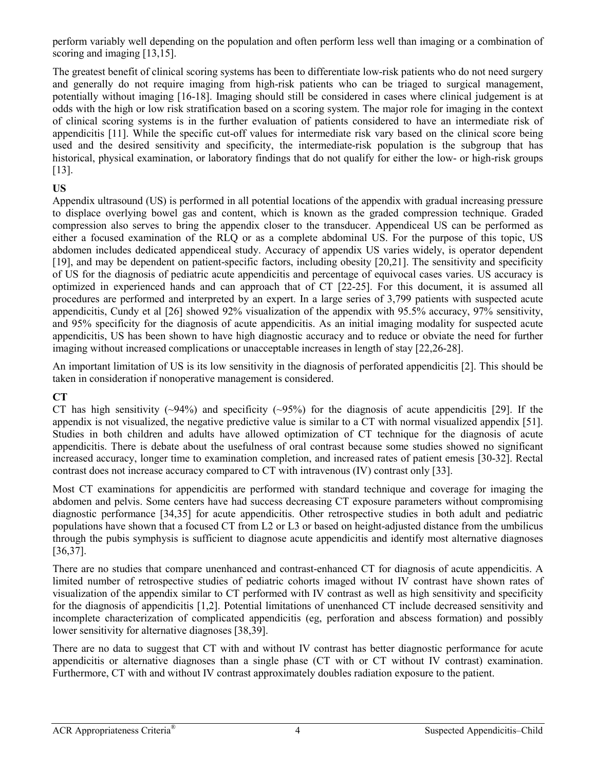perform variably well depending on the population and often perform less well than imaging or a combination of scoring and imaging [13,15].

The greatest benefit of clinical scoring systems has been to differentiate low-risk patients who do not need surgery and generally do not require imaging from high-risk patients who can be triaged to surgical management, potentially without imaging [16-18]. Imaging should still be considered in cases where clinical judgement is at odds with the high or low risk stratification based on a scoring system. The major role for imaging in the context of clinical scoring systems is in the further evaluation of patients considered to have an intermediate risk of appendicitis [11]. While the specific cut-off values for intermediate risk vary based on the clinical score being used and the desired sensitivity and specificity, the intermediate-risk population is the subgroup that has historical, physical examination, or laboratory findings that do not qualify for either the low- or high-risk groups [13].

**US**

Appendix ultrasound (US) is performed in all potential locations of the appendix with gradual increasing pressure to displace overlying bowel gas and content, which is known as the graded compression technique. Graded compression also serves to bring the appendix closer to the transducer. Appendiceal US can be performed as either a focused examination of the RLQ or as a complete abdominal US. For the purpose of this topic, US abdomen includes dedicated appendiceal study. Accuracy of appendix US varies widely, is operator dependent [19], and may be dependent on patient-specific factors, including obesity [20,21]. The sensitivity and specificity of US for the diagnosis of pediatric acute appendicitis and percentage of equivocal cases varies. US accuracy is optimized in experienced hands and can approach that of CT [22-25]. For this document, it is assumed all procedures are performed and interpreted by an expert. In a large series of 3,799 patients with suspected acute appendicitis, Cundy et al [26] showed 92% visualization of the appendix with 95.5% accuracy, 97% sensitivity, and 95% specificity for the diagnosis of acute appendicitis. As an initial imaging modality for suspected acute appendicitis, US has been shown to have high diagnostic accuracy and to reduce or obviate the need for further imaging without increased complications or unacceptable increases in length of stay [22,26-28].

An important limitation of US is its low sensitivity in the diagnosis of perforated appendicitis [2]. This should be taken in consideration if nonoperative management is considered.

**CT**

CT has high sensitivity (~94%) and specificity (~95%) for the diagnosis of acute appendicitis [29]. If the appendix is not visualized, the negative predictive value is similar to a CT with normal visualized appendix [51]. Studies in both children and adults have allowed optimization of CT technique for the diagnosis of acute appendicitis. There is debate about the usefulness of oral contrast because some studies showed no significant increased accuracy, longer time to examination completion, and increased rates of patient emesis [30-32]. Rectal contrast does not increase accuracy compared to CT with intravenous (IV) contrast only [33].

Most CT examinations for appendicitis are performed with standard technique and coverage for imaging the abdomen and pelvis. Some centers have had success decreasing CT exposure parameters without compromising diagnostic performance [34,35] for acute appendicitis. Other retrospective studies in both adult and pediatric populations have shown that a focused CT from L2 or L3 or based on height-adjusted distance from the umbilicus through the pubis symphysis is sufficient to diagnose acute appendicitis and identify most alternative diagnoses [36,37].

There are no studies that compare unenhanced and contrast-enhanced CT for diagnosis of acute appendicitis. A limited number of retrospective studies of pediatric cohorts imaged without IV contrast have shown rates of visualization of the appendix similar to CT performed with IV contrast as well as high sensitivity and specificity for the diagnosis of appendicitis [1,2]. Potential limitations of unenhanced CT include decreased sensitivity and incomplete characterization of complicated appendicitis (eg, perforation and abscess formation) and possibly lower sensitivity for alternative diagnoses [38,39].

There are no data to suggest that CT with and without IV contrast has better diagnostic performance for acute appendicitis or alternative diagnoses than a single phase (CT with or CT without IV contrast) examination. Furthermore, CT with and without IV contrast approximately doubles radiation exposure to the patient.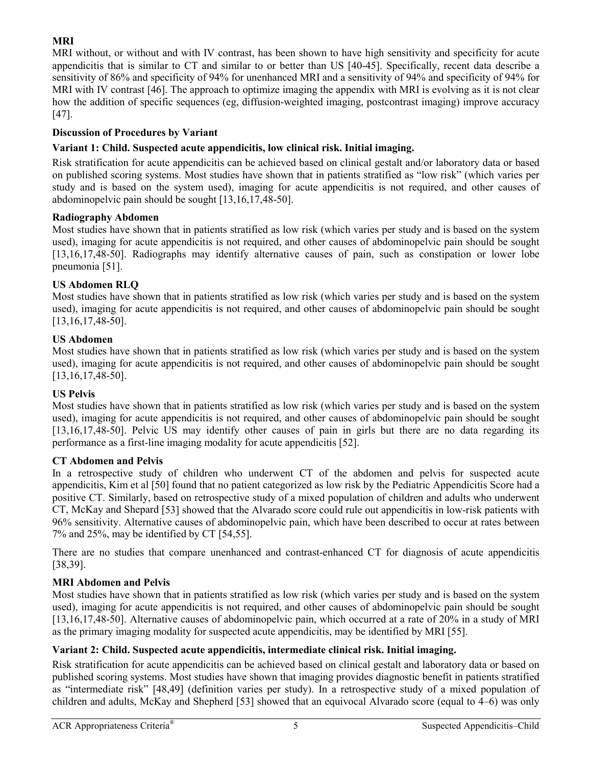### MRI

MRI without, or without and with IV contrast, has been shown to have high sensitivity and specificity for acute appendicitis that is similar to CT and similar to or better than US [40-45]. Specifically, recent data describe a sensitivity of 86% and specificity of 94% for unenhanced MRI and a sensitivity of 94% and specificity of 94% for MRI with IV contrast [46]. The approach to optimize imaging the appendix with MRI is evolving as it is not clear how the addition of specific sequences (eg, diffusion-weighted imaging, postcontrast imaging) improve accuracy [47].

## Discussion of Procedures by Variant

### Variant 1: Child. Suspected acute appendicitis, low clinical risk. Initial imaging.

Risk stratification for acute appendicitis can be achieved based on clinical gestalt and/or laboratory data or based on published scoring systems. Most studies have shown that in patients stratified as "low risk" (which varies per study and is based on the system used), imaging for acute appendicitis is not required, and other causes of abdominopelvic pain should be sought [13,16,17,48-50].

#### Radiography Abdomen

Most studies have shown that in patients stratified as low risk (which varies per study and is based on the system used), imaging for acute appendicitis is not required, and other causes of abdominopelvic pain should be sought [13,16,17,48-50]. Radiographs may identify alternative causes of pain, such as constipation or lower lobe pneumonia [51].

#### US Abdomen RLQ

Most studies have shown that in patients stratified as low risk (which varies per study and is based on the system used), imaging for acute appendicitis is not required, and other causes of abdominopelvic pain should be sought [13,16,17,48-50].

#### US Abdomen

Most studies have shown that in patients stratified as low risk (which varies per study and is based on the system used), imaging for acute appendicitis is not required, and other causes of abdominopelvic pain should be sought [13,16,17,48-50].

#### US Pelvis

Most studies have shown that in patients stratified as low risk (which varies per study and is based on the system used), imaging for acute appendicitis is not required, and other causes of abdominopelvic pain should be sought [13,16,17,48-50]. Pelvic US may identify other causes of pain in girls but there are no data regarding its performance as a first-line imaging modality for acute appendicitis [52].

#### CT Abdomen and Pelvis

In a retrospective study of children who underwent CT of the abdomen and pelvis for suspected acute appendicitis, Kim et al [50] found that no patient categorized as low risk by the Pediatric Appendicitis Score had a positive CT. Similarly, based on retrospective study of a mixed population of children and adults who underwent CT, McKay and Shepard [53] showed that the Alvarado score could rule out appendicitis in low-risk patients with 96% sensitivity. Alternative causes of abdominopelvic pain, which have been described to occur at rates between 7% and 25%, may be identified by CT [54,55].

There are no studies that compare unenhanced and contrast-enhanced CT for diagnosis of acute appendicitis [38,39].

#### MRI Abdomen and Pelvis

Most studies have shown that in patients stratified as low risk (which varies per study and is based on the system used), imaging for acute appendicitis is not required, and other causes of abdominopelvic pain should be sought [13,16,17,48-50]. Alternative causes of abdominopelvic pain, which occurred at a rate of 20% in a study of MRI as the primary imaging modality for suspected acute appendicitis, may be identified by MRI [55].

### Variant 2: Child. Suspected acute appendicitis, intermediate clinical risk. Initial imaging.

Risk stratification for acute appendicitis can be achieved based on clinical gestalt and laboratory data or based on published scoring systems. Most studies have shown that imaging provides diagnostic benefit in patients stratified as "intermediate risk" [48,49] (definition varies per study). In a retrospective study of a mixed population of children and adults, McKay and Shepherd [53] showed that an equivocal Alvarado score (equal to 4–6) was only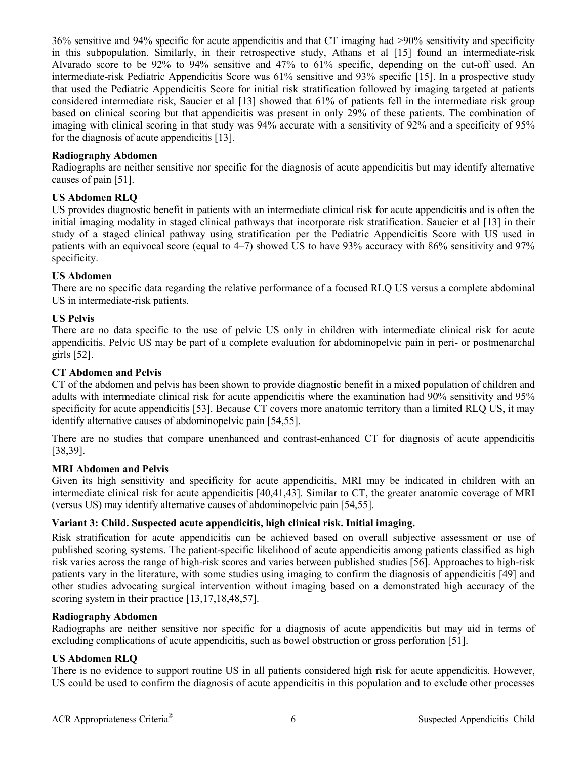36% sensitive and 94% specific for acute appendicitis and that CT imaging had >90% sensitivity and specificity in this subpopulation. Similarly, in their retrospective study, Athans et al [15] found an intermediate-risk Alvarado score to be 92% to 94% sensitive and 47% to 61% specific, depending on the cut-off used. An intermediate-risk Pediatric Appendicitis Score was 61% sensitive and 93% specific [15]. In a prospective study that used the Pediatric Appendicitis Score for initial risk stratification followed by imaging targeted at patients considered intermediate risk, Saucier et al [13] showed that 61% of patients fell in the intermediate risk group based on clinical scoring but that appendicitis was present in only 29% of these patients. The combination of imaging with clinical scoring in that study was 94% accurate with a sensitivity of 92% and a specificity of 95% for the diagnosis of acute appendicitis [13].

**Radiography Abdomen**

Radiographs are neither sensitive nor specific for the diagnosis of acute appendicitis but may identify alternative causes of pain [51].

**US Abdomen RLQ**

US provides diagnostic benefit in patients with an intermediate clinical risk for acute appendicitis and is often the initial imaging modality in staged clinical pathways that incorporate risk stratification. Saucier et al [13] in their study of a staged clinical pathway using stratification per the Pediatric Appendicitis Score with US used in patients with an equivocal score (equal to 4–7) showed US to have 93% accuracy with 86% sensitivity and 97% specificity.

**US Abdomen**

There are no specific data regarding the relative performance of a focused RLQ US versus a complete abdominal US in intermediate-risk patients.

**US Pelvis**

There are no data specific to the use of pelvic US only in children with intermediate clinical risk for acute appendicitis. Pelvic US may be part of a complete evaluation for abdominopelvic pain in peri- or postmenarchal girls [52].

**CT Abdomen and Pelvis**

CT of the abdomen and pelvis has been shown to provide diagnostic benefit in a mixed population of children and adults with intermediate clinical risk for acute appendicitis where the examination had 90% sensitivity and 95% specificity for acute appendicitis [53]. Because CT covers more anatomic territory than a limited RLQ US, it may identify alternative causes of abdominopelvic pain [54,55].

There are no studies that compare unenhanced and contrast-enhanced CT for diagnosis of acute appendicitis [38,39].

**MRI Abdomen and Pelvis**

Given its high sensitivity and specificity for acute appendicitis, MRI may be indicated in children with an intermediate clinical risk for acute appendicitis [40,41,43]. Similar to CT, the greater anatomic coverage of MRI (versus US) may identify alternative causes of abdominopelvic pain [54,55].

**Variant 3: Child. Suspected acute appendicitis, high clinical risk. Initial imaging.**

Risk stratification for acute appendicitis can be achieved based on overall subjective assessment or use of published scoring systems. The patient-specific likelihood of acute appendicitis among patients classified as high risk varies across the range of high-risk scores and varies between published studies [56]. Approaches to high-risk patients vary in the literature, with some studies using imaging to confirm the diagnosis of appendicitis [49] and other studies advocating surgical intervention without imaging based on a demonstrated high accuracy of the scoring system in their practice [13,17,18,48,57].

**Radiography Abdomen**

Radiographs are neither sensitive nor specific for a diagnosis of acute appendicitis but may aid in terms of excluding complications of acute appendicitis, such as bowel obstruction or gross perforation [51].

**US Abdomen RLQ**

There is no evidence to support routine US in all patients considered high risk for acute appendicitis. However, US could be used to confirm the diagnosis of acute appendicitis in this population and to exclude other processes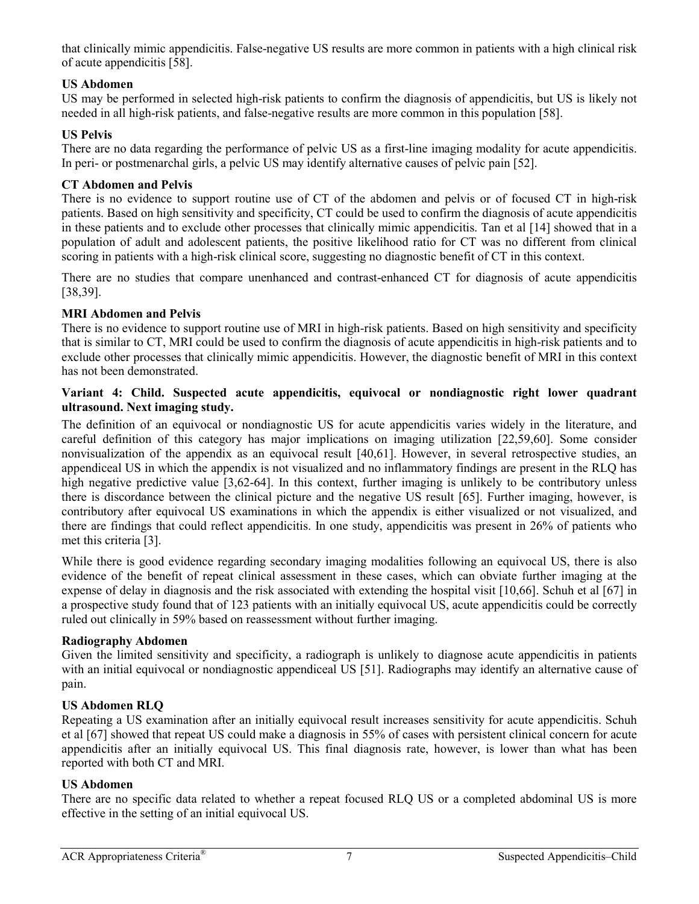that clinically mimic appendicitis. False-negative US results are more common in patients with a high clinical risk of acute appendicitis [58].

**US Abdomen**

US may be performed in selected high-risk patients to confirm the diagnosis of appendicitis, but US is likely not needed in all high-risk patients, and false-negative results are more common in this population [58].

**US Pelvis**

There are no data regarding the performance of pelvic US as a first-line imaging modality for acute appendicitis. In peri- or postmenarchal girls, a pelvic US may identify alternative causes of pelvic pain [52].

**CT Abdomen and Pelvis**

There is no evidence to support routine use of CT of the abdomen and pelvis or of focused CT in high-risk patients. Based on high sensitivity and specificity, CT could be used to confirm the diagnosis of acute appendicitis in these patients and to exclude other processes that clinically mimic appendicitis. Tan et al [14] showed that in a population of adult and adolescent patients, the positive likelihood ratio for CT was no different from clinical scoring in patients with a high-risk clinical score, suggesting no diagnostic benefit of CT in this context.

There are no studies that compare unenhanced and contrast-enhanced CT for diagnosis of acute appendicitis [38,39].

**MRI Abdomen and Pelvis**

There is no evidence to support routine use of MRI in high-risk patients. Based on high sensitivity and specificity that is similar to CT, MRI could be used to confirm the diagnosis of acute appendicitis in high-risk patients and to exclude other processes that clinically mimic appendicitis. However, the diagnostic benefit of MRI in this context has not been demonstrated.

**Variant 4: Child. Suspected acute appendicitis, equivocal or nondiagnostic right lower quadrant ultrasound. Next imaging study.**

The definition of an equivocal or nondiagnostic US for acute appendicitis varies widely in the literature, and careful definition of this category has major implications on imaging utilization [22,59,60]. Some consider nonvisualization of the appendix as an equivocal result [40,61]. However, in several retrospective studies, an appendiceal US in which the appendix is not visualized and no inflammatory findings are present in the RLQ has high negative predictive value [3,62-64]. In this context, further imaging is unlikely to be contributory unless there is discordance between the clinical picture and the negative US result [65]. Further imaging, however, is contributory after equivocal US examinations in which the appendix is either visualized or not visualized, and there are findings that could reflect appendicitis. In one study, appendicitis was present in 26% of patients who met this criteria [3].

While there is good evidence regarding secondary imaging modalities following an equivocal US, there is also evidence of the benefit of repeat clinical assessment in these cases, which can obviate further imaging at the expense of delay in diagnosis and the risk associated with extending the hospital visit [10,66]. Schuh et al [67] in a prospective study found that of 123 patients with an initially equivocal US, acute appendicitis could be correctly ruled out clinically in 59% based on reassessment without further imaging.

**Radiography Abdomen**

Given the limited sensitivity and specificity, a radiograph is unlikely to diagnose acute appendicitis in patients with an initial equivocal or nondiagnostic appendiceal US [51]. Radiographs may identify an alternative cause of pain.

**US Abdomen RLQ**

Repeating a US examination after an initially equivocal result increases sensitivity for acute appendicitis. Schuh et al [67] showed that repeat US could make a diagnosis in 55% of cases with persistent clinical concern for acute appendicitis after an initially equivocal US. This final diagnosis rate, however, is lower than what has been reported with both CT and MRI.

**US Abdomen**

There are no specific data related to whether a repeat focused RLQ US or a completed abdominal US is more effective in the setting of an initial equivocal US.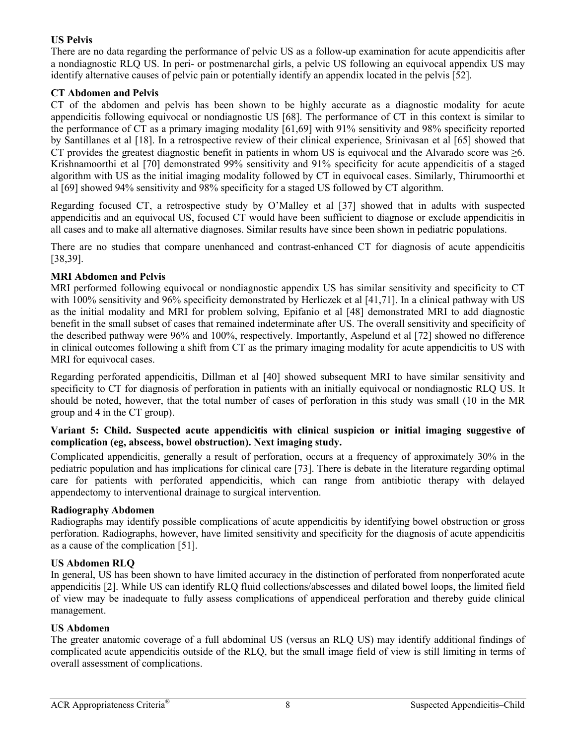**US Pelvis**

There are no data regarding the performance of pelvic US as a follow-up examination for acute appendicitis after a nondiagnostic RLQ US. In peri- or postmenarchal girls, a pelvic US following an equivocal appendix US may identify alternative causes of pelvic pain or potentially identify an appendix located in the pelvis [52].

**CT Abdomen and Pelvis**

CT of the abdomen and pelvis has been shown to be highly accurate as a diagnostic modality for acute appendicitis following equivocal or nondiagnostic US [68]. The performance of CT in this context is similar to the performance of CT as a primary imaging modality [61,69] with 91% sensitivity and 98% specificity reported by Santillanes et al [18]. In a retrospective review of their clinical experience, Srinivasan et al [65] showed that CT provides the greatest diagnostic benefit in patients in whom US is equivocal and the Alvarado score was ≥6. Krishnamoorthi et al [70] demonstrated 99% sensitivity and 91% specificity for acute appendicitis of a staged algorithm with US as the initial imaging modality followed by CT in equivocal cases. Similarly, Thirumoorthi et al [69] showed 94% sensitivity and 98% specificity for a staged US followed by CT algorithm.

Regarding focused CT, a retrospective study by O'Malley et al [37] showed that in adults with suspected appendicitis and an equivocal US, focused CT would have been sufficient to diagnose or exclude appendicitis in all cases and to make all alternative diagnoses. Similar results have since been shown in pediatric populations.

There are no studies that compare unenhanced and contrast-enhanced CT for diagnosis of acute appendicitis [38,39].

**MRI Abdomen and Pelvis**

MRI performed following equivocal or nondiagnostic appendix US has similar sensitivity and specificity to CT with 100% sensitivity and 96% specificity demonstrated by Herliczek et al [41,71]. In a clinical pathway with US as the initial modality and MRI for problem solving, Epifanio et al [48] demonstrated MRI to add diagnostic benefit in the small subset of cases that remained indeterminate after US. The overall sensitivity and specificity of the described pathway were 96% and 100%, respectively. Importantly, Aspelund et al [72] showed no difference in clinical outcomes following a shift from CT as the primary imaging modality for acute appendicitis to US with MRI for equivocal cases.

Regarding perforated appendicitis, Dillman et al [40] showed subsequent MRI to have similar sensitivity and specificity to CT for diagnosis of perforation in patients with an initially equivocal or nondiagnostic RLQ US. It should be noted, however, that the total number of cases of perforation in this study was small (10 in the MR group and 4 in the CT group).

**Variant 5: Child. Suspected acute appendicitis with clinical suspicion or initial imaging suggestive of complication (eg, abscess, bowel obstruction). Next imaging study.**

Complicated appendicitis, generally a result of perforation, occurs at a frequency of approximately 30% in the pediatric population and has implications for clinical care [73]. There is debate in the literature regarding optimal care for patients with perforated appendicitis, which can range from antibiotic therapy with delayed appendectomy to interventional drainage to surgical intervention.

**Radiography Abdomen**

Radiographs may identify possible complications of acute appendicitis by identifying bowel obstruction or gross perforation. Radiographs, however, have limited sensitivity and specificity for the diagnosis of acute appendicitis as a cause of the complication [51].

**US Abdomen RLQ**

In general, US has been shown to have limited accuracy in the distinction of perforated from nonperforated acute appendicitis [2]. While US can identify RLQ fluid collections/abscesses and dilated bowel loops, the limited field of view may be inadequate to fully assess complications of appendiceal perforation and thereby guide clinical management.

**US Abdomen**

The greater anatomic coverage of a full abdominal US (versus an RLQ US) may identify additional findings of complicated acute appendicitis outside of the RLQ, but the small image field of view is still limiting in terms of overall assessment of complications.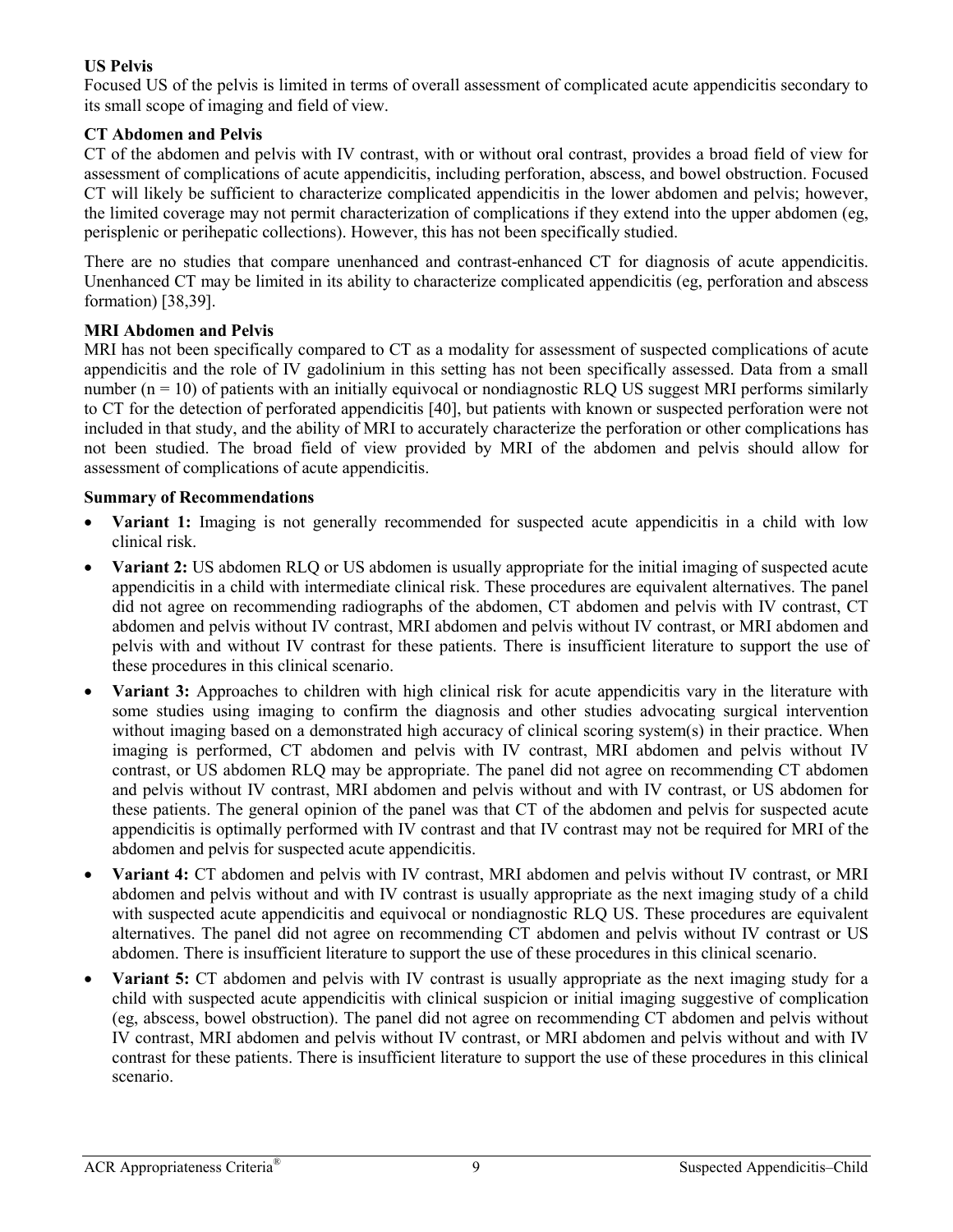**US Pelvis**

Focused US of the pelvis is limited in terms of overall assessment of complicated acute appendicitis secondary to its small scope of imaging and field of view.

**CT Abdomen and Pelvis**

CT of the abdomen and pelvis with IV contrast, with or without oral contrast, provides a broad field of view for assessment of complications of acute appendicitis, including perforation, abscess, and bowel obstruction. Focused CT will likely be sufficient to characterize complicated appendicitis in the lower abdomen and pelvis; however, the limited coverage may not permit characterization of complications if they extend into the upper abdomen (eg, perisplenic or perihepatic collections). However, this has not been specifically studied.

There are no studies that compare unenhanced and contrast-enhanced CT for diagnosis of acute appendicitis. Unenhanced CT may be limited in its ability to characterize complicated appendicitis (eg, perforation and abscess formation) [38,39].

**MRI Abdomen and Pelvis**

MRI has not been specifically compared to CT as a modality for assessment of suspected complications of acute appendicitis and the role of IV gadolinium in this setting has not been specifically assessed. Data from a small number (n = 10) of patients with an initially equivocal or nondiagnostic RLQ US suggest MRI performs similarly to CT for the detection of perforated appendicitis [40], but patients with known or suspected perforation were not included in that study, and the ability of MRI to accurately characterize the perforation or other complications has not been studied. The broad field of view provided by MRI of the abdomen and pelvis should allow for assessment of complications of acute appendicitis.

**Summary of Recommendations**

- **Variant 1:** Imaging is not generally recommended for suspected acute appendicitis in a child with low clinical risk.
- **Variant 2:** US abdomen RLQ or US abdomen is usually appropriate for the initial imaging of suspected acute appendicitis in a child with intermediate clinical risk. These procedures are equivalent alternatives. The panel did not agree on recommending radiographs of the abdomen, CT abdomen and pelvis with IV contrast, CT abdomen and pelvis without IV contrast, MRI abdomen and pelvis without IV contrast, or MRI abdomen and pelvis with and without IV contrast for these patients. There is insufficient literature to support the use of these procedures in this clinical scenario.
- **Variant 3:** Approaches to children with high clinical risk for acute appendicitis vary in the literature with some studies using imaging to confirm the diagnosis and other studies advocating surgical intervention without imaging based on a demonstrated high accuracy of clinical scoring system(s) in their practice. When imaging is performed, CT abdomen and pelvis with IV contrast, MRI abdomen and pelvis without IV contrast, or US abdomen RLQ may be appropriate. The panel did not agree on recommending CT abdomen and pelvis without IV contrast, MRI abdomen and pelvis without and with IV contrast, or US abdomen for these patients. The general opinion of the panel was that CT of the abdomen and pelvis for suspected acute appendicitis is optimally performed with IV contrast and that IV contrast may not be required for MRI of the abdomen and pelvis for suspected acute appendicitis.
- **Variant 4:** CT abdomen and pelvis with IV contrast, MRI abdomen and pelvis without IV contrast, or MRI abdomen and pelvis without and with IV contrast is usually appropriate as the next imaging study of a child with suspected acute appendicitis and equivocal or nondiagnostic RLQ US. These procedures are equivalent alternatives. The panel did not agree on recommending CT abdomen and pelvis without IV contrast or US abdomen. There is insufficient literature to support the use of these procedures in this clinical scenario.
- **Variant 5:** CT abdomen and pelvis with IV contrast is usually appropriate as the next imaging study for a child with suspected acute appendicitis with clinical suspicion or initial imaging suggestive of complication (eg, abscess, bowel obstruction). The panel did not agree on recommending CT abdomen and pelvis without IV contrast, MRI abdomen and pelvis without IV contrast, or MRI abdomen and pelvis without and with IV contrast for these patients. There is insufficient literature to support the use of these procedures in this clinical scenario.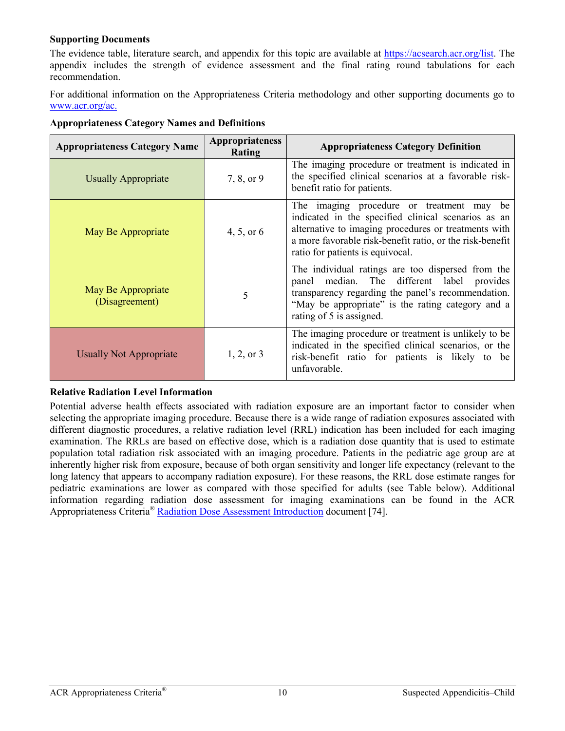**Supporting Documents**

The evidence table, literature search, and appendix for this topic are available at https://acsearch.acr.org/list. The appendix includes the strength of evidence assessment and the final rating round tabulations for each recommendation.

For additional information on the Appropriateness Criteria methodology and other supporting documents go to www.acr.org/ac.

**Appropriateness Category Names and Definitions**

| Appropriateness Category Name | Appropriateness Rating | Appropriateness Category Definition |
|---|---|---|
| Usually Appropriate | 7, 8, or 9 | The imaging procedure or treatment is indicated in the specified clinical scenarios at a favorable risk-benefit ratio for patients. |
| May Be Appropriate | 4, 5, or 6 | The imaging procedure or treatment may be indicated in the specified clinical scenarios as an alternative to imaging procedures or treatments with a more favorable risk-benefit ratio, or the risk-benefit ratio for patients is equivocal. |
| May Be Appropriate (Disagreement) | 5 | The individual ratings are too dispersed from the panel median. The different label provides transparency regarding the panel's recommendation. "May be appropriate" is the rating category and a rating of 5 is assigned. |
| Usually Not Appropriate | 1, 2, or 3 | The imaging procedure or treatment is unlikely to be indicated in the specified clinical scenarios, or the risk-benefit ratio for patients is likely to be unfavorable. |

**Relative Radiation Level Information**

Potential adverse health effects associated with radiation exposure are an important factor to consider when selecting the appropriate imaging procedure. Because there is a wide range of radiation exposures associated with different diagnostic procedures, a relative radiation level (RRL) indication has been included for each imaging examination. The RRLs are based on effective dose, which is a radiation dose quantity that is used to estimate population total radiation risk associated with an imaging procedure. Patients in the pediatric age group are at inherently higher risk from exposure, because of both organ sensitivity and longer life expectancy (relevant to the long latency that appears to accompany radiation exposure). For these reasons, the RRL dose estimate ranges for pediatric examinations are lower as compared with those specified for adults (see Table below). Additional information regarding radiation dose assessment for imaging examinations can be found in the ACR Appropriateness Criteria® Radiation Dose Assessment Introduction document [74].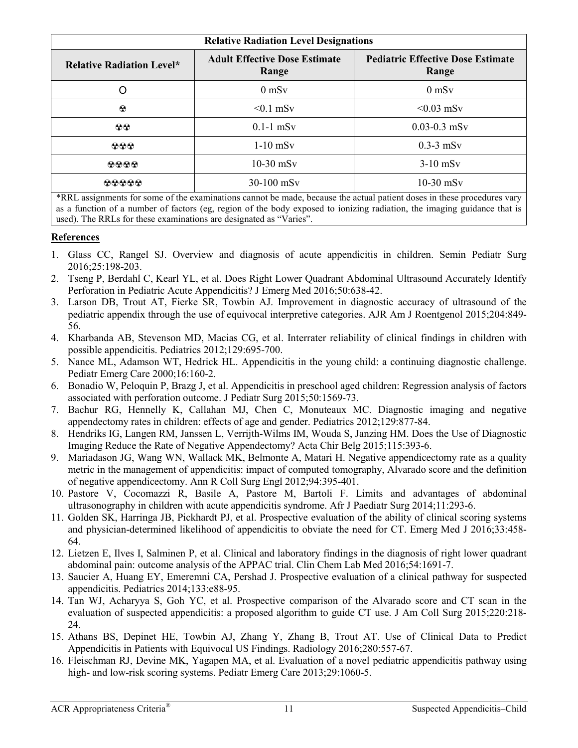| Relative Radiation Level Designations | | |
|---|---|---|
| **Relative Radiation Level*** | **Adult Effective Dose Estimate Range** | **Pediatric Effective Dose Estimate Range** |
| O | 0 mSv | 0 mSv |
| ☢ | <0.1 mSv | <0.03 mSv |
| ☢☢ | 0.1-1 mSv | 0.03-0.3 mSv |
| ☢☢☢ | 1-10 mSv | 0.3-3 mSv |
| ☢☢☢☢ | 10-30 mSv | 3-10 mSv |
| ☢☢☢☢☢ | 30-100 mSv | 10-30 mSv |

*RRL assignments for some of the examinations cannot be made, because the actual patient doses in these procedures vary as a function of a number of factors (eg, region of the body exposed to ionizing radiation, the imaging guidance that is used). The RRLs for these examinations are designated as "Varies".

## References

1. Glass CC, Rangel SJ. Overview and diagnosis of acute appendicitis in children. Semin Pediatr Surg 2016;25:198-203.
2. Tseng P, Berdahl C, Kearl YL, et al. Does Right Lower Quadrant Abdominal Ultrasound Accurately Identify Perforation in Pediatric Acute Appendicitis? J Emerg Med 2016;50:638-42.
3. Larson DB, Trout AT, Fierke SR, Towbin AJ. Improvement in diagnostic accuracy of ultrasound of the pediatric appendix through the use of equivocal interpretive categories. AJR Am J Roentgenol 2015;204:849-56.
4. Kharbanda AB, Stevenson MD, Macias CG, et al. Interrater reliability of clinical findings in children with possible appendicitis. Pediatrics 2012;129:695-700.
5. Nance ML, Adamson WT, Hedrick HL. Appendicitis in the young child: a continuing diagnostic challenge. Pediatr Emerg Care 2000;16:160-2.
6. Bonadio W, Peloquin P, Brazg J, et al. Appendicitis in preschool aged children: Regression analysis of factors associated with perforation outcome. J Pediatr Surg 2015;50:1569-73.
7. Bachur RG, Hennelly K, Callahan MJ, Chen C, Monuteaux MC. Diagnostic imaging and negative appendectomy rates in children: effects of age and gender. Pediatrics 2012;129:877-84.
8. Hendriks IG, Langen RM, Janssen L, Verrijth-Wilms IM, Wouda S, Janzing HM. Does the Use of Diagnostic Imaging Reduce the Rate of Negative Appendectomy? Acta Chir Belg 2015;115:393-6.
9. Mariadason JG, Wang WN, Wallack MK, Belmonte A, Matari H. Negative appendicectomy rate as a quality metric in the management of appendicitis: impact of computed tomography, Alvarado score and the definition of negative appendicectomy. Ann R Coll Surg Engl 2012;94:395-401.
10. Pastore V, Cocomazzi R, Basile A, Pastore M, Bartoli F. Limits and advantages of abdominal ultrasonography in children with acute appendicitis syndrome. Afr J Paediatr Surg 2014;11:293-6.
11. Golden SK, Harringa JB, Pickhardt PJ, et al. Prospective evaluation of the ability of clinical scoring systems and physician-determined likelihood of appendicitis to obviate the need for CT. Emerg Med J 2016;33:458-64.
12. Lietzen E, Ilves I, Salminen P, et al. Clinical and laboratory findings in the diagnosis of right lower quadrant abdominal pain: outcome analysis of the APPAC trial. Clin Chem Lab Med 2016;54:1691-7.
13. Saucier A, Huang EY, Emeremni CA, Pershad J. Prospective evaluation of a clinical pathway for suspected appendicitis. Pediatrics 2014;133:e88-95.
14. Tan WJ, Acharyya S, Goh YC, et al. Prospective comparison of the Alvarado score and CT scan in the evaluation of suspected appendicitis: a proposed algorithm to guide CT use. J Am Coll Surg 2015;220:218-24.
15. Athans BS, Depinet HE, Towbin AJ, Zhang Y, Zhang B, Trout AT. Use of Clinical Data to Predict Appendicitis in Patients with Equivocal US Findings. Radiology 2016;280:557-67.
16. Fleischman RJ, Devine MK, Yagapen MA, et al. Evaluation of a novel pediatric appendicitis pathway using high- and low-risk scoring systems. Pediatr Emerg Care 2013;29:1060-5.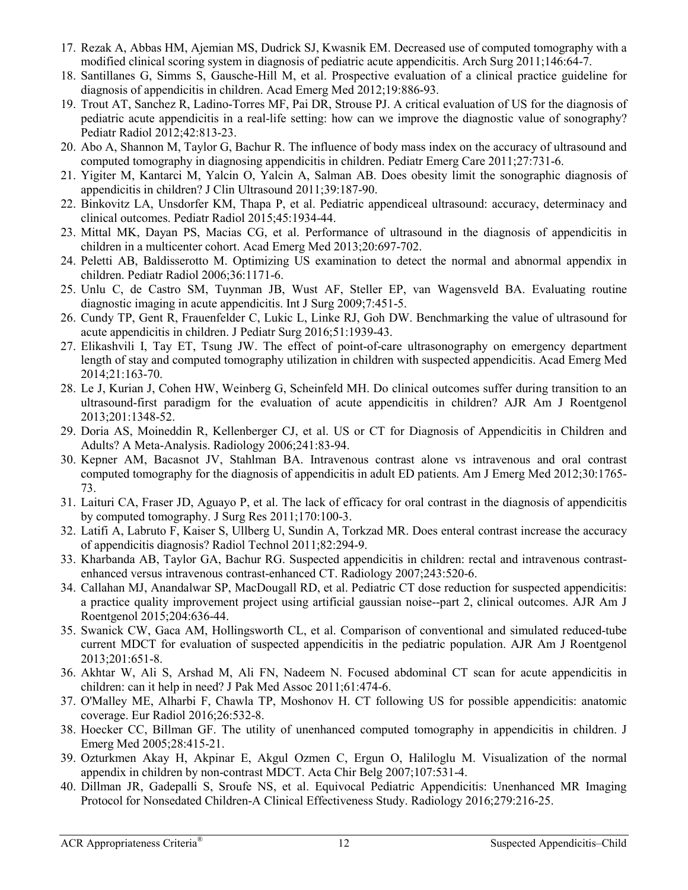17. Rezak A, Abbas HM, Ajemian MS, Dudrick SJ, Kwasnik EM. Decreased use of computed tomography with a modified clinical scoring system in diagnosis of pediatric acute appendicitis. Arch Surg 2011;146:64-7.
18. Santillanes G, Simms S, Gausche-Hill M, et al. Prospective evaluation of a clinical practice guideline for diagnosis of appendicitis in children. Acad Emerg Med 2012;19:886-93.
19. Trout AT, Sanchez R, Ladino-Torres MF, Pai DR, Strouse PJ. A critical evaluation of US for the diagnosis of pediatric acute appendicitis in a real-life setting: how can we improve the diagnostic value of sonography? Pediatr Radiol 2012;42:813-23.
20. Abo A, Shannon M, Taylor G, Bachur R. The influence of body mass index on the accuracy of ultrasound and computed tomography in diagnosing appendicitis in children. Pediatr Emerg Care 2011;27:731-6.
21. Yigiter M, Kantarci M, Yalcin O, Yalcin A, Salman AB. Does obesity limit the sonographic diagnosis of appendicitis in children? J Clin Ultrasound 2011;39:187-90.
22. Binkovitz LA, Unsdorfer KM, Thapa P, et al. Pediatric appendiceal ultrasound: accuracy, determinacy and clinical outcomes. Pediatr Radiol 2015;45:1934-44.
23. Mittal MK, Dayan PS, Macias CG, et al. Performance of ultrasound in the diagnosis of appendicitis in children in a multicenter cohort. Acad Emerg Med 2013;20:697-702.
24. Peletti AB, Baldisserotto M. Optimizing US examination to detect the normal and abnormal appendix in children. Pediatr Radiol 2006;36:1171-6.
25. Unlu C, de Castro SM, Tuynman JB, Wust AF, Steller EP, van Wagensveld BA. Evaluating routine diagnostic imaging in acute appendicitis. Int J Surg 2009;7:451-5.
26. Cundy TP, Gent R, Frauenfelder C, Lukic L, Linke RJ, Goh DW. Benchmarking the value of ultrasound for acute appendicitis in children. J Pediatr Surg 2016;51:1939-43.
27. Elikashvili I, Tay ET, Tsung JW. The effect of point-of-care ultrasonography on emergency department length of stay and computed tomography utilization in children with suspected appendicitis. Acad Emerg Med 2014;21:163-70.
28. Le J, Kurian J, Cohen HW, Weinberg G, Scheinfeld MH. Do clinical outcomes suffer during transition to an ultrasound-first paradigm for the evaluation of acute appendicitis in children? AJR Am J Roentgenol 2013;201:1348-52.
29. Doria AS, Moineddin R, Kellenberger CJ, et al. US or CT for Diagnosis of Appendicitis in Children and Adults? A Meta-Analysis. Radiology 2006;241:83-94.
30. Kepner AM, Bacasnot JV, Stahlman BA. Intravenous contrast alone vs intravenous and oral contrast computed tomography for the diagnosis of appendicitis in adult ED patients. Am J Emerg Med 2012;30:1765-73.
31. Laituri CA, Fraser JD, Aguayo P, et al. The lack of efficacy for oral contrast in the diagnosis of appendicitis by computed tomography. J Surg Res 2011;170:100-3.
32. Latifi A, Labruto F, Kaiser S, Ullberg U, Sundin A, Torkzad MR. Does enteral contrast increase the accuracy of appendicitis diagnosis? Radiol Technol 2011;82:294-9.
33. Kharbanda AB, Taylor GA, Bachur RG. Suspected appendicitis in children: rectal and intravenous contrast-enhanced versus intravenous contrast-enhanced CT. Radiology 2007;243:520-6.
34. Callahan MJ, Anandalwar SP, MacDougall RD, et al. Pediatric CT dose reduction for suspected appendicitis: a practice quality improvement project using artificial gaussian noise--part 2, clinical outcomes. AJR Am J Roentgenol 2015;204:636-44.
35. Swanick CW, Gaca AM, Hollingsworth CL, et al. Comparison of conventional and simulated reduced-tube current MDCT for evaluation of suspected appendicitis in the pediatric population. AJR Am J Roentgenol 2013;201:651-8.
36. Akhtar W, Ali S, Arshad M, Ali FN, Nadeem N. Focused abdominal CT scan for acute appendicitis in children: can it help in need? J Pak Med Assoc 2011;61:474-6.
37. O'Malley ME, Alharbi F, Chawla TP, Moshonov H. CT following US for possible appendicitis: anatomic coverage. Eur Radiol 2016;26:532-8.
38. Hoecker CC, Billman GF. The utility of unenhanced computed tomography in appendicitis in children. J Emerg Med 2005;28:415-21.
39. Ozturkmen Akay H, Akpinar E, Akgul Ozmen C, Ergun O, Haliloglu M. Visualization of the normal appendix in children by non-contrast MDCT. Acta Chir Belg 2007;107:531-4.
40. Dillman JR, Gadepalli S, Sroufe NS, et al. Equivocal Pediatric Appendicitis: Unenhanced MR Imaging Protocol for Nonsedated Children-A Clinical Effectiveness Study. Radiology 2016;279:216-25.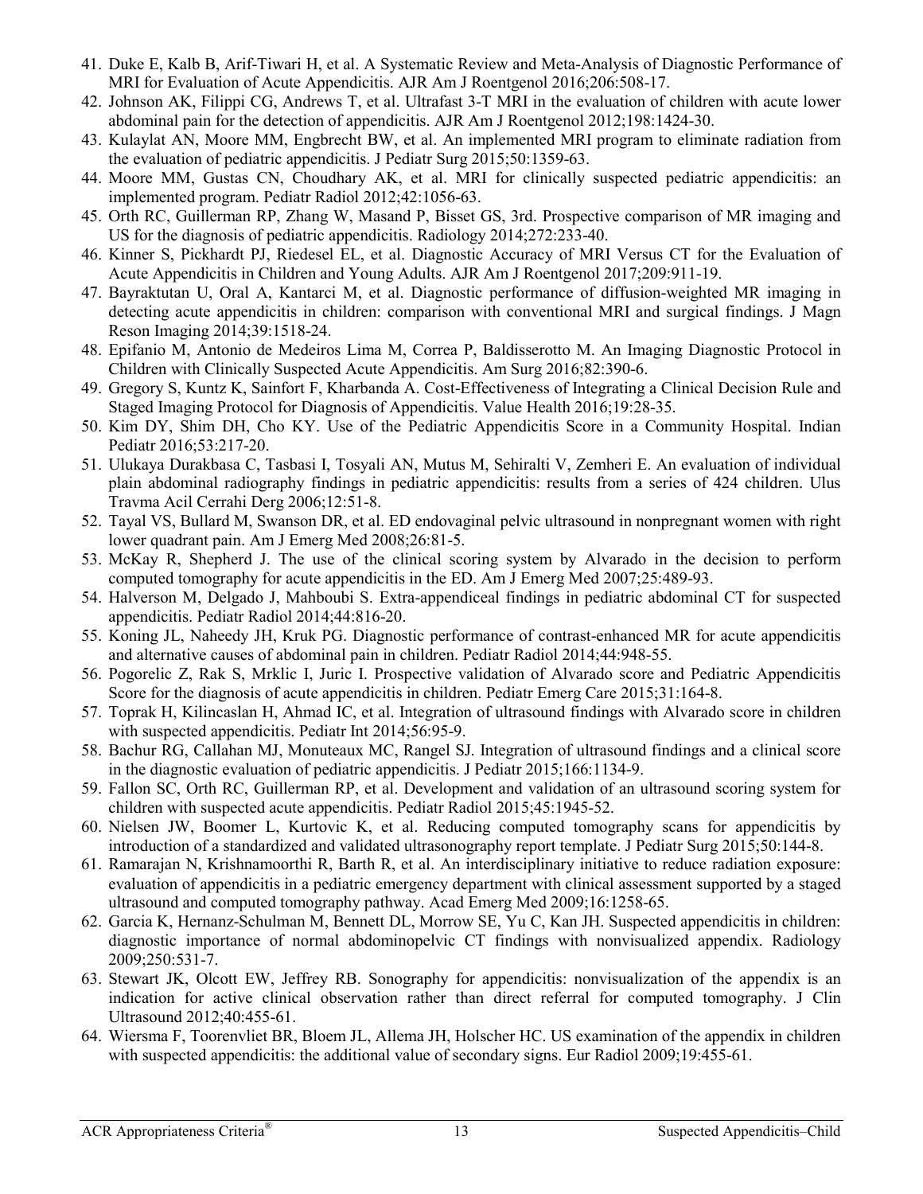41. Duke E, Kalb B, Arif-Tiwari H, et al. A Systematic Review and Meta-Analysis of Diagnostic Performance of MRI for Evaluation of Acute Appendicitis. AJR Am J Roentgenol 2016;206:508-17.
42. Johnson AK, Filippi CG, Andrews T, et al. Ultrafast 3-T MRI in the evaluation of children with acute lower abdominal pain for the detection of appendicitis. AJR Am J Roentgenol 2012;198:1424-30.
43. Kulaylat AN, Moore MM, Engbrecht BW, et al. An implemented MRI program to eliminate radiation from the evaluation of pediatric appendicitis. J Pediatr Surg 2015;50:1359-63.
44. Moore MM, Gustas CN, Choudhary AK, et al. MRI for clinically suspected pediatric appendicitis: an implemented program. Pediatr Radiol 2012;42:1056-63.
45. Orth RC, Guillerman RP, Zhang W, Masand P, Bisset GS, 3rd. Prospective comparison of MR imaging and US for the diagnosis of pediatric appendicitis. Radiology 2014;272:233-40.
46. Kinner S, Pickhardt PJ, Riedesel EL, et al. Diagnostic Accuracy of MRI Versus CT for the Evaluation of Acute Appendicitis in Children and Young Adults. AJR Am J Roentgenol 2017;209:911-19.
47. Bayraktutan U, Oral A, Kantarci M, et al. Diagnostic performance of diffusion-weighted MR imaging in detecting acute appendicitis in children: comparison with conventional MRI and surgical findings. J Magn Reson Imaging 2014;39:1518-24.
48. Epifanio M, Antonio de Medeiros Lima M, Correa P, Baldisserotto M. An Imaging Diagnostic Protocol in Children with Clinically Suspected Acute Appendicitis. Am Surg 2016;82:390-6.
49. Gregory S, Kuntz K, Sainfort F, Kharbanda A. Cost-Effectiveness of Integrating a Clinical Decision Rule and Staged Imaging Protocol for Diagnosis of Appendicitis. Value Health 2016;19:28-35.
50. Kim DY, Shim DH, Cho KY. Use of the Pediatric Appendicitis Score in a Community Hospital. Indian Pediatr 2016;53:217-20.
51. Ulukaya Durakbasa C, Tasbasi I, Tosyali AN, Mutus M, Sehiralti V, Zemheri E. An evaluation of individual plain abdominal radiography findings in pediatric appendicitis: results from a series of 424 children. Ulus Travma Acil Cerrahi Derg 2006;12:51-8.
52. Tayal VS, Bullard M, Swanson DR, et al. ED endovaginal pelvic ultrasound in nonpregnant women with right lower quadrant pain. Am J Emerg Med 2008;26:81-5.
53. McKay R, Shepherd J. The use of the clinical scoring system by Alvarado in the decision to perform computed tomography for acute appendicitis in the ED. Am J Emerg Med 2007;25:489-93.
54. Halverson M, Delgado J, Mahboubi S. Extra-appendiceal findings in pediatric abdominal CT for suspected appendicitis. Pediatr Radiol 2014;44:816-20.
55. Koning JL, Naheedy JH, Kruk PG. Diagnostic performance of contrast-enhanced MR for acute appendicitis and alternative causes of abdominal pain in children. Pediatr Radiol 2014;44:948-55.
56. Pogorelic Z, Rak S, Mrklic I, Juric I. Prospective validation of Alvarado score and Pediatric Appendicitis Score for the diagnosis of acute appendicitis in children. Pediatr Emerg Care 2015;31:164-8.
57. Toprak H, Kilincaslan H, Ahmad IC, et al. Integration of ultrasound findings with Alvarado score in children with suspected appendicitis. Pediatr Int 2014;56:95-9.
58. Bachur RG, Callahan MJ, Monuteaux MC, Rangel SJ. Integration of ultrasound findings and a clinical score in the diagnostic evaluation of pediatric appendicitis. J Pediatr 2015;166:1134-9.
59. Fallon SC, Orth RC, Guillerman RP, et al. Development and validation of an ultrasound scoring system for children with suspected acute appendicitis. Pediatr Radiol 2015;45:1945-52.
60. Nielsen JW, Boomer L, Kurtovic K, et al. Reducing computed tomography scans for appendicitis by introduction of a standardized and validated ultrasonography report template. J Pediatr Surg 2015;50:144-8.
61. Ramarajan N, Krishnamoorthi R, Barth R, et al. An interdisciplinary initiative to reduce radiation exposure: evaluation of appendicitis in a pediatric emergency department with clinical assessment supported by a staged ultrasound and computed tomography pathway. Acad Emerg Med 2009;16:1258-65.
62. Garcia K, Hernanz-Schulman M, Bennett DL, Morrow SE, Yu C, Kan JH. Suspected appendicitis in children: diagnostic importance of normal abdominopelvic CT findings with nonvisualized appendix. Radiology 2009;250:531-7.
63. Stewart JK, Olcott EW, Jeffrey RB. Sonography for appendicitis: nonvisualization of the appendix is an indication for active clinical observation rather than direct referral for computed tomography. J Clin Ultrasound 2012;40:455-61.
64. Wiersma F, Toorenvliet BR, Bloem JL, Allema JH, Holscher HC. US examination of the appendix in children with suspected appendicitis: the additional value of secondary signs. Eur Radiol 2009;19:455-61.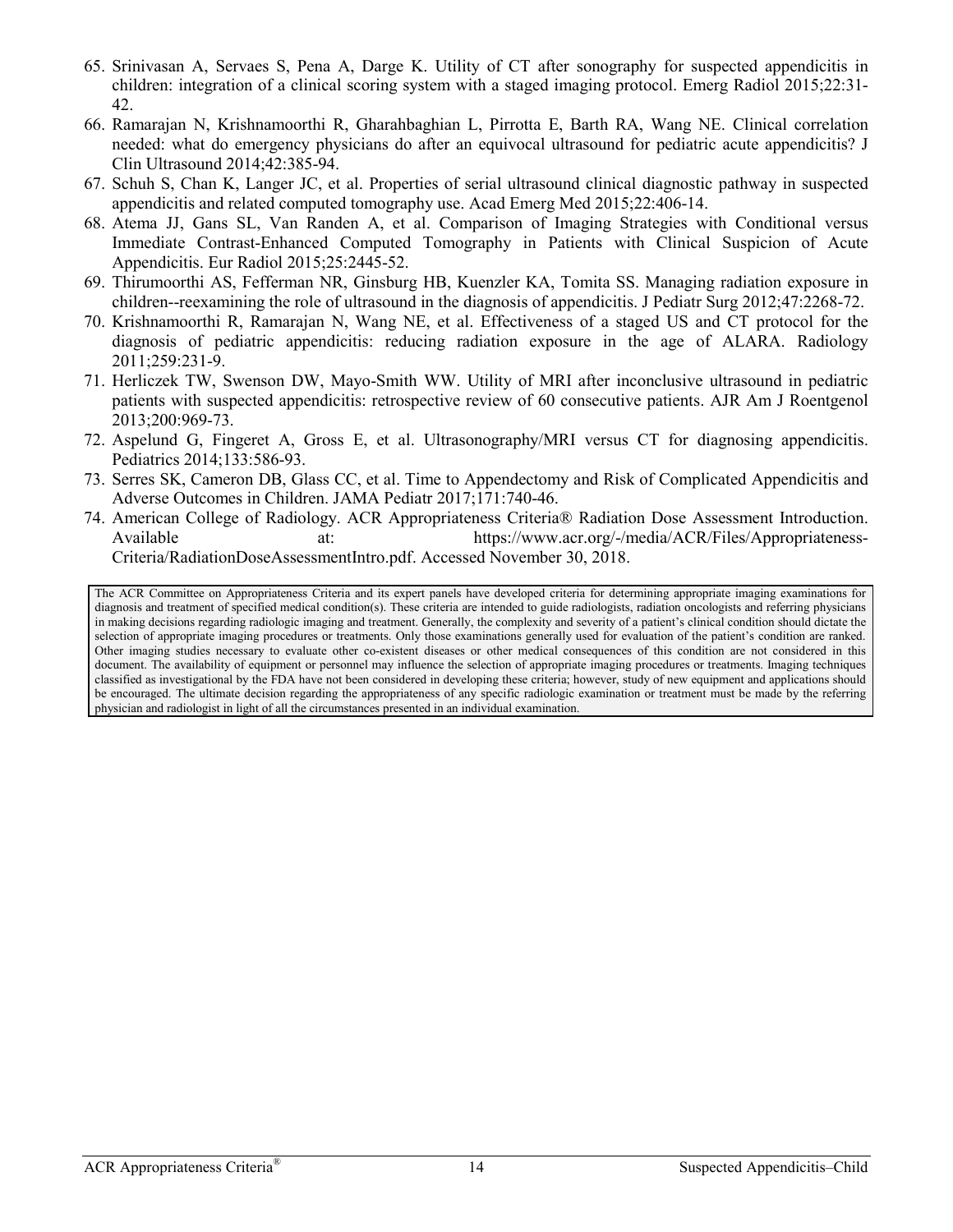65. Srinivasan A, Servaes S, Pena A, Darge K. Utility of CT after sonography for suspected appendicitis in children: integration of a clinical scoring system with a staged imaging protocol. Emerg Radiol 2015;22:31-42.
66. Ramarajan N, Krishnamoorthi R, Gharahbaghian L, Pirrotta E, Barth RA, Wang NE. Clinical correlation needed: what do emergency physicians do after an equivocal ultrasound for pediatric acute appendicitis? J Clin Ultrasound 2014;42:385-94.
67. Schuh S, Chan K, Langer JC, et al. Properties of serial ultrasound clinical diagnostic pathway in suspected appendicitis and related computed tomography use. Acad Emerg Med 2015;22:406-14.
68. Atema JJ, Gans SL, Van Randen A, et al. Comparison of Imaging Strategies with Conditional versus Immediate Contrast-Enhanced Computed Tomography in Patients with Clinical Suspicion of Acute Appendicitis. Eur Radiol 2015;25:2445-52.
69. Thirumoorthi AS, Fefferman NR, Ginsburg HB, Kuenzler KA, Tomita SS. Managing radiation exposure in children--reexamining the role of ultrasound in the diagnosis of appendicitis. J Pediatr Surg 2012;47:2268-72.
70. Krishnamoorthi R, Ramarajan N, Wang NE, et al. Effectiveness of a staged US and CT protocol for the diagnosis of pediatric appendicitis: reducing radiation exposure in the age of ALARA. Radiology 2011;259:231-9.
71. Herliczek TW, Swenson DW, Mayo-Smith WW. Utility of MRI after inconclusive ultrasound in pediatric patients with suspected appendicitis: retrospective review of 60 consecutive patients. AJR Am J Roentgenol 2013;200:969-73.
72. Aspelund G, Fingeret A, Gross E, et al. Ultrasonography/MRI versus CT for diagnosing appendicitis. Pediatrics 2014;133:586-93.
73. Serres SK, Cameron DB, Glass CC, et al. Time to Appendectomy and Risk of Complicated Appendicitis and Adverse Outcomes in Children. JAMA Pediatr 2017;171:740-46.
74. American College of Radiology. ACR Appropriateness Criteria® Radiation Dose Assessment Introduction. Available at: https://www.acr.org/-/media/ACR/Files/Appropriateness-Criteria/RadiationDoseAssessmentIntro.pdf. Accessed November 30, 2018.

The ACR Committee on Appropriateness Criteria and its expert panels have developed criteria for determining appropriate imaging examinations for diagnosis and treatment of specified medical condition(s). These criteria are intended to guide radiologists, radiation oncologists and referring physicians in making decisions regarding radiologic imaging and treatment. Generally, the complexity and severity of a patient's clinical condition should dictate the selection of appropriate imaging procedures or treatments. Only those examinations generally used for evaluation of the patient's condition are ranked. Other imaging studies necessary to evaluate other co-existent diseases or other medical consequences of this condition are not considered in this document. The availability of equipment or personnel may influence the selection of appropriate imaging procedures or treatments. Imaging techniques classified as investigational by the FDA have not been considered in developing these criteria; however, study of new equipment and applications should be encouraged. The ultimate decision regarding the appropriateness of any specific radiologic examination or treatment must be made by the referring physician and radiologist in light of all the circumstances presented in an individual examination.